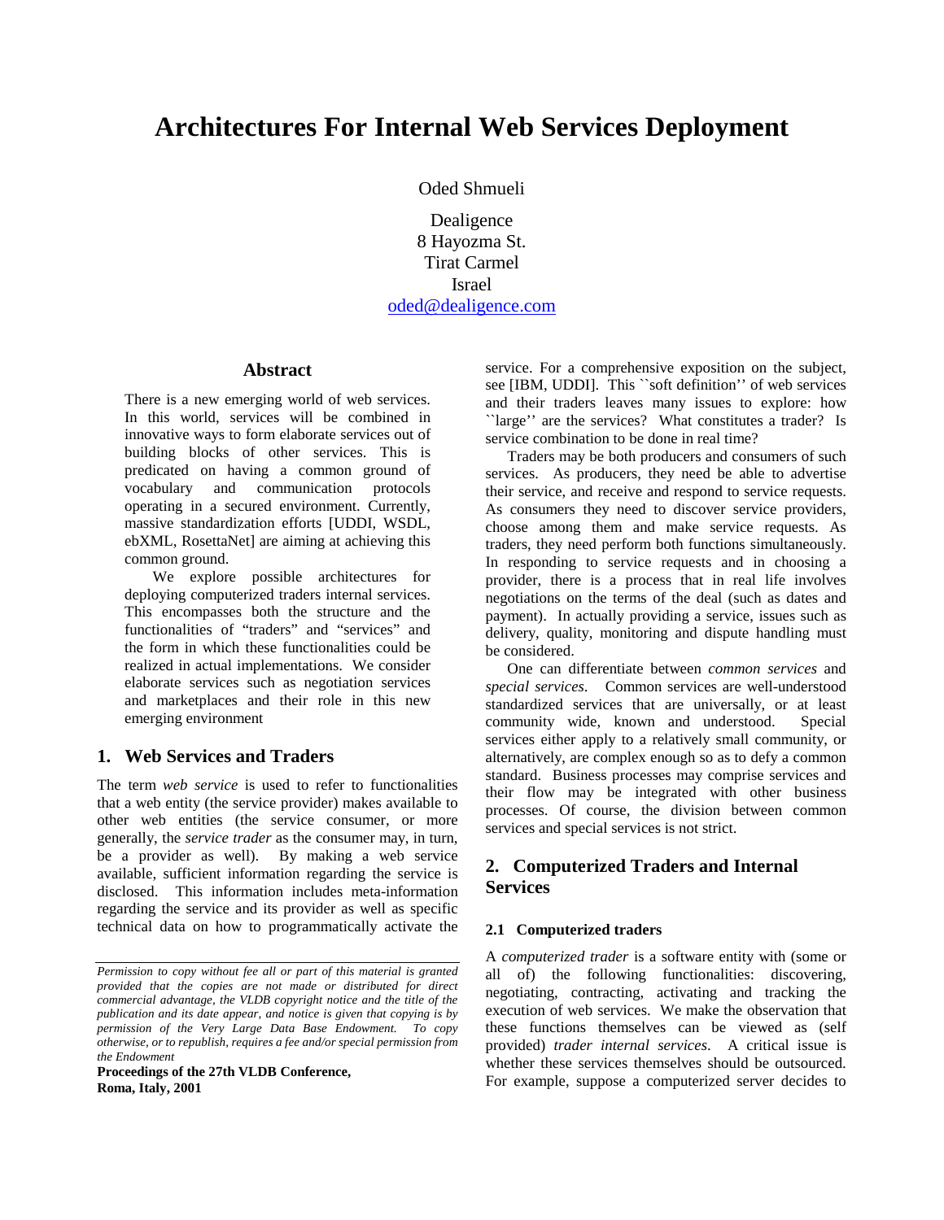# Architectures For Internal Web Services Deployment

Oded Shmueli

Dealigence
8 Hayozma St.
Tirat Carmel
Israel
oded@dealigence.com

## Abstract

There is a new emerging world of web services. In this world, services will be combined in innovative ways to form elaborate services out of building blocks of other services. This is predicated on having a common ground of vocabulary and communication protocols operating in a secured environment. Currently, massive standardization efforts [UDDI, WSDL, ebXML, RosettaNet] are aiming at achieving this common ground.

We explore possible architectures for deploying computerized traders internal services. This encompasses both the structure and the functionalities of "traders" and "services" and the form in which these functionalities could be realized in actual implementations. We consider elaborate services such as negotiation services and marketplaces and their role in this new emerging environment

## 1. Web Services and Traders

The term *web service* is used to refer to functionalities that a web entity (the service provider) makes available to other web entities (the service consumer, or more generally, the *service trader* as the consumer may, in turn, be a provider as well). By making a web service available, sufficient information regarding the service is disclosed. This information includes meta-information regarding the service and its provider as well as specific technical data on how to programmatically activate the service. For a comprehensive exposition on the subject, see [IBM, UDDI]. This ``soft definition'' of web services and their traders leaves many issues to explore: how ``large'' are the services? What constitutes a trader? Is service combination to be done in real time?

Traders may be both producers and consumers of such services. As producers, they need be able to advertise their service, and receive and respond to service requests. As consumers they need to discover service providers, choose among them and make service requests. As traders, they need perform both functions simultaneously. In responding to service requests and in choosing a provider, there is a process that in real life involves negotiations on the terms of the deal (such as dates and payment). In actually providing a service, issues such as delivery, quality, monitoring and dispute handling must be considered.

One can differentiate between *common services* and *special services.* Common services are well-understood standardized services that are universally, or at least community wide, known and understood. Special services either apply to a relatively small community, or alternatively, are complex enough so as to defy a common standard. Business processes may comprise services and their flow may be integrated with other business processes. Of course, the division between common services and special services is not strict.

*Permission to copy without fee all or part of this material is granted provided that the copies are not made or distributed for direct commercial advantage, the VLDB copyright notice and the title of the publication and its date appear, and notice is given that copying is by permission of the Very Large Data Base Endowment. To copy otherwise, or to republish, requires a fee and/or special permission from the Endowment*

**Proceedings of the 27th VLDB Conference,**
**Roma, Italy, 2001**

## 2. Computerized Traders and Internal Services

### 2.1 Computerized traders

A *computerized trader* is a software entity with (some or all of) the following functionalities: discovering, negotiating, contracting, activating and tracking the execution of web services. We make the observation that these functions themselves can be viewed as (self provided) *trader internal services*. A critical issue is whether these services themselves should be outsourced. For example, suppose a computerized server decides to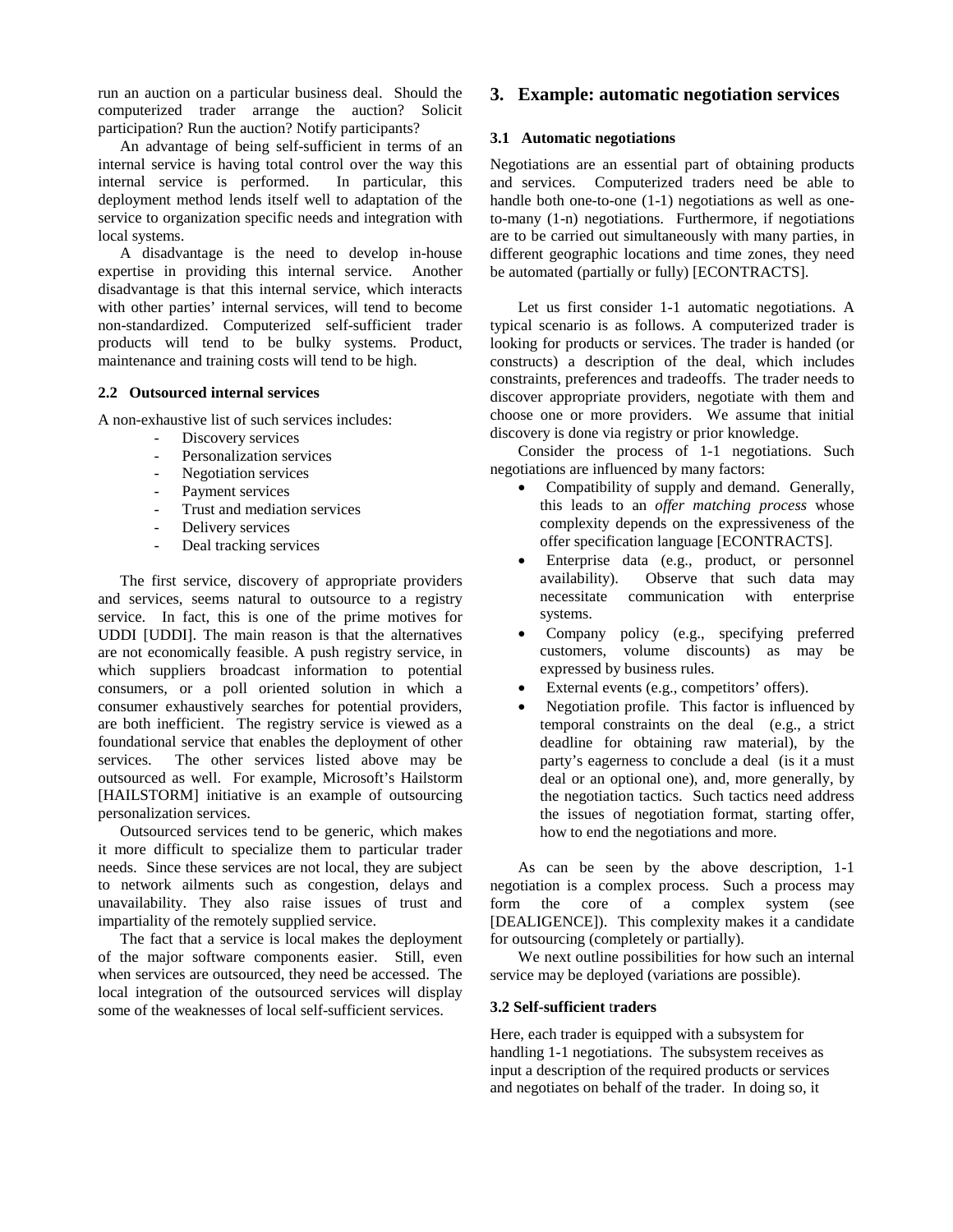run an auction on a particular business deal. Should the computerized trader arrange the auction? Solicit participation? Run the auction? Notify participants?

An advantage of being self-sufficient in terms of an internal service is having total control over the way this internal service is performed. In particular, this deployment method lends itself well to adaptation of the service to organization specific needs and integration with local systems.

A disadvantage is the need to develop in-house expertise in providing this internal service. Another disadvantage is that this internal service, which interacts with other parties' internal services, will tend to become non-standardized. Computerized self-sufficient trader products will tend to be bulky systems. Product, maintenance and training costs will tend to be high.

### 2.2 Outsourced internal services

A non-exhaustive list of such services includes:

- Discovery services
- Personalization services
- Negotiation services
- Payment services
- Trust and mediation services
- Delivery services
- Deal tracking services

The first service, discovery of appropriate providers and services, seems natural to outsource to a registry service. In fact, this is one of the prime motives for UDDI [UDDI]. The main reason is that the alternatives are not economically feasible. A push registry service, in which suppliers broadcast information to potential consumers, or a poll oriented solution in which a consumer exhaustively searches for potential providers, are both inefficient. The registry service is viewed as a foundational service that enables the deployment of other services. The other services listed above may be outsourced as well. For example, Microsoft's Hailstorm [HAILSTORM] initiative is an example of outsourcing personalization services.

Outsourced services tend to be generic, which makes it more difficult to specialize them to particular trader needs. Since these services are not local, they are subject to network ailments such as congestion, delays and unavailability. They also raise issues of trust and impartiality of the remotely supplied service.

The fact that a service is local makes the deployment of the major software components easier. Still, even when services are outsourced, they need be accessed. The local integration of the outsourced services will display some of the weaknesses of local self-sufficient services.

## 3. Example: automatic negotiation services

### 3.1 Automatic negotiations

Negotiations are an essential part of obtaining products and services. Computerized traders need be able to handle both one-to-one (1-1) negotiations as well as one-to-many (1-n) negotiations. Furthermore, if negotiations are to be carried out simultaneously with many parties, in different geographic locations and time zones, they need be automated (partially or fully) [ECONTRACTS].

Let us first consider 1-1 automatic negotiations. A typical scenario is as follows. A computerized trader is looking for products or services. The trader is handed (or constructs) a description of the deal, which includes constraints, preferences and tradeoffs. The trader needs to discover appropriate providers, negotiate with them and choose one or more providers. We assume that initial discovery is done via registry or prior knowledge.

Consider the process of 1-1 negotiations. Such negotiations are influenced by many factors:

- Compatibility of supply and demand. Generally, this leads to an *offer matching process* whose complexity depends on the expressiveness of the offer specification language [ECONTRACTS].
- Enterprise data (e.g., product, or personnel availability). Observe that such data may necessitate communication with enterprise systems.
- Company policy (e.g., specifying preferred customers, volume discounts) as may be expressed by business rules.
- External events (e.g., competitors' offers).
- Negotiation profile. This factor is influenced by temporal constraints on the deal (e.g., a strict deadline for obtaining raw material), by the party's eagerness to conclude a deal (is it a must deal or an optional one), and, more generally, by the negotiation tactics. Such tactics need address the issues of negotiation format, starting offer, how to end the negotiations and more.

As can be seen by the above description, 1-1 negotiation is a complex process. Such a process may form the core of a complex system (see [DEALIGENCE]). This complexity makes it a candidate for outsourcing (completely or partially).

We next outline possibilities for how such an internal service may be deployed (variations are possible).

### 3.2 Self-sufficient traders

Here, each trader is equipped with a subsystem for handling 1-1 negotiations. The subsystem receives as input a description of the required products or services and negotiates on behalf of the trader. In doing so, it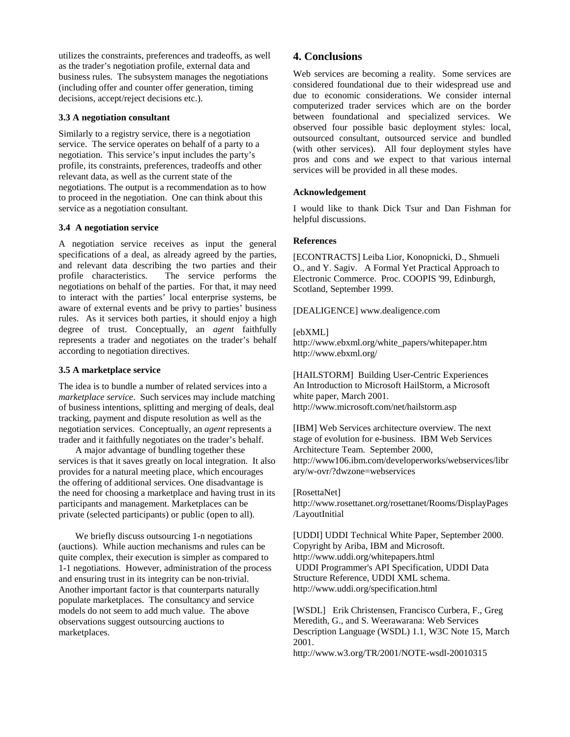utilizes the constraints, preferences and tradeoffs, as well as the trader's negotiation profile, external data and business rules. The subsystem manages the negotiations (including offer and counter offer generation, timing decisions, accept/reject decisions etc.).

### 3.3 A negotiation consultant

Similarly to a registry service, there is a negotiation service. The service operates on behalf of a party to a negotiation. This service's input includes the party's profile, its constraints, preferences, tradeoffs and other relevant data, as well as the current state of the negotiations. The output is a recommendation as to how to proceed in the negotiation. One can think about this service as a negotiation consultant.

### 3.4 A negotiation service

A negotiation service receives as input the general specifications of a deal, as already agreed by the parties, and relevant data describing the two parties and their profile characteristics. The service performs the negotiations on behalf of the parties. For that, it may need to interact with the parties' local enterprise systems, be aware of external events and be privy to parties' business rules. As it services both parties, it should enjoy a high degree of trust. Conceptually, an *agent* faithfully represents a trader and negotiates on the trader's behalf according to negotiation directives.

### 3.5 A marketplace service

The idea is to bundle a number of related services into a *marketplace service*. Such services may include matching of business intentions, splitting and merging of deals, deal tracking, payment and dispute resolution as well as the negotiation services. Conceptually, an *agent* represents a trader and it faithfully negotiates on the trader's behalf.

A major advantage of bundling together these services is that it saves greatly on local integration. It also provides for a natural meeting place, which encourages the offering of additional services. One disadvantage is the need for choosing a marketplace and having trust in its participants and management. Marketplaces can be private (selected participants) or public (open to all).

We briefly discuss outsourcing 1-n negotiations (auctions). While auction mechanisms and rules can be quite complex, their execution is simpler as compared to 1-1 negotiations. However, administration of the process and ensuring trust in its integrity can be non-trivial. Another important factor is that counterparts naturally populate marketplaces. The consultancy and service models do not seem to add much value. The above observations suggest outsourcing auctions to marketplaces.

## 4. Conclusions

Web services are becoming a reality. Some services are considered foundational due to their widespread use and due to economic considerations. We consider internal computerized trader services which are on the border between foundational and specialized services. We observed four possible basic deployment styles: local, outsourced consultant, outsourced service and bundled (with other services). All four deployment styles have pros and cons and we expect to that various internal services will be provided in all these modes.

### Acknowledgement

I would like to thank Dick Tsur and Dan Fishman for helpful discussions.

### References

[ECONTRACTS] Leiba Lior, Konopnicki, D., Shmueli O., and Y. Sagiv. A Formal Yet Practical Approach to Electronic Commerce. Proc. COOPIS '99, Edinburgh, Scotland, September 1999.

[DEALIGENCE] www.dealigence.com

[ebXML]
http://www.ebxml.org/white_papers/whitepaper.htm
http://www.ebxml.org/

[HAILSTORM] Building User-Centric Experiences An Introduction to Microsoft HailStorm, a Microsoft white paper, March 2001.
http://www.microsoft.com/net/hailstorm.asp

[IBM] Web Services architecture overview. The next stage of evolution for e-business. IBM Web Services Architecture Team. September 2000,
http://www106.ibm.com/developerworks/webservices/library/w-ovr/?dwzone=webservices

[RosettaNet]
http://www.rosettanet.org/rosettanet/Rooms/DisplayPages/LayoutInitial

[UDDI] UDDI Technical White Paper, September 2000. Copyright by Ariba, IBM and Microsoft.
http://www.uddi.org/whitepapers.html
UDDI Programmer's API Specification, UDDI Data Structure Reference, UDDI XML schema.
http://www.uddi.org/specification.html

[WSDL] Erik Christensen, Francisco Curbera, F., Greg Meredith, G., and S. Weerawarana: Web Services Description Language (WSDL) 1.1, W3C Note 15, March 2001.
http://www.w3.org/TR/2001/NOTE-wsdl-20010315